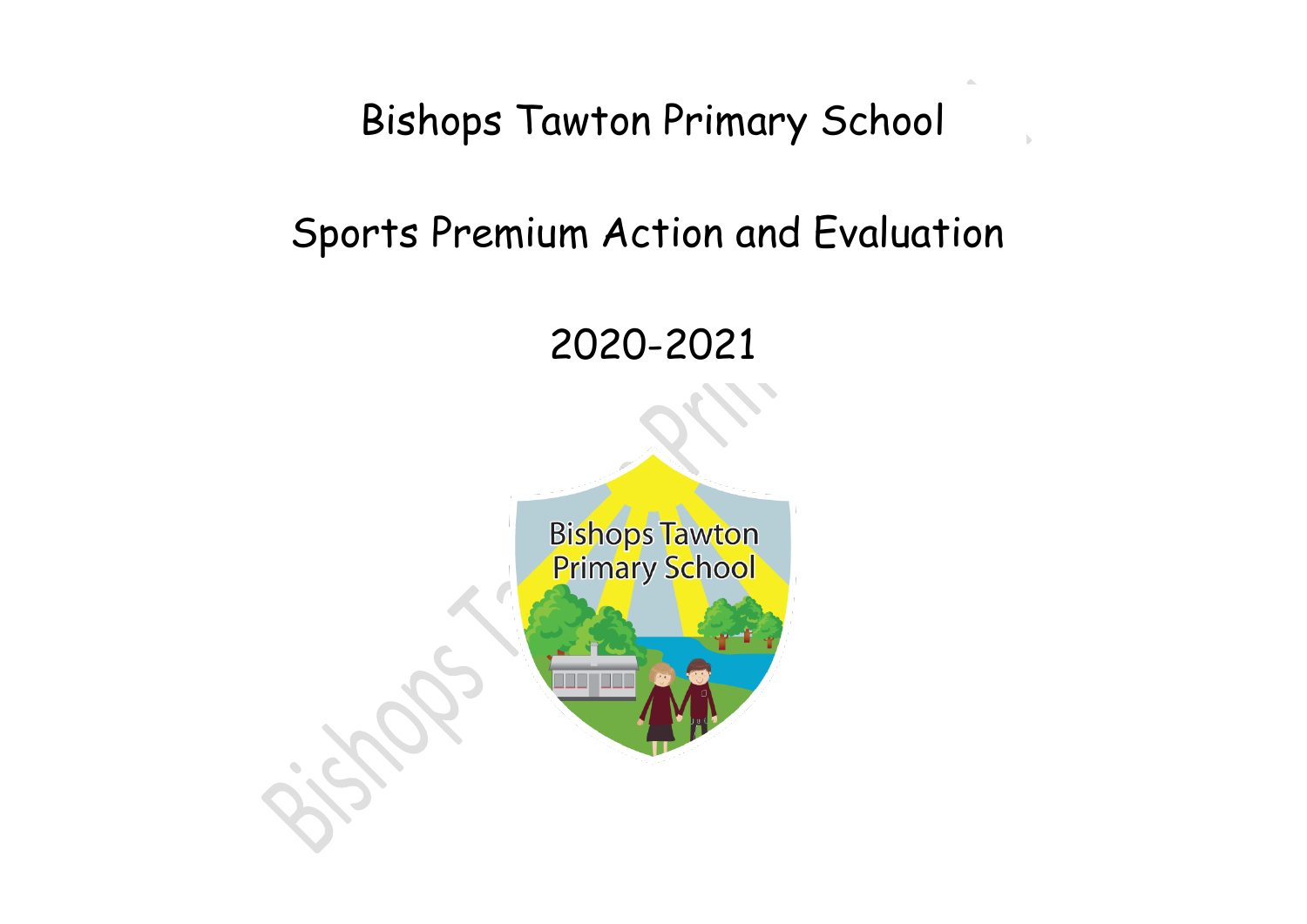# Bishops Tawton Primary School

## Sports Premium Action and Evaluation

## 2020-2021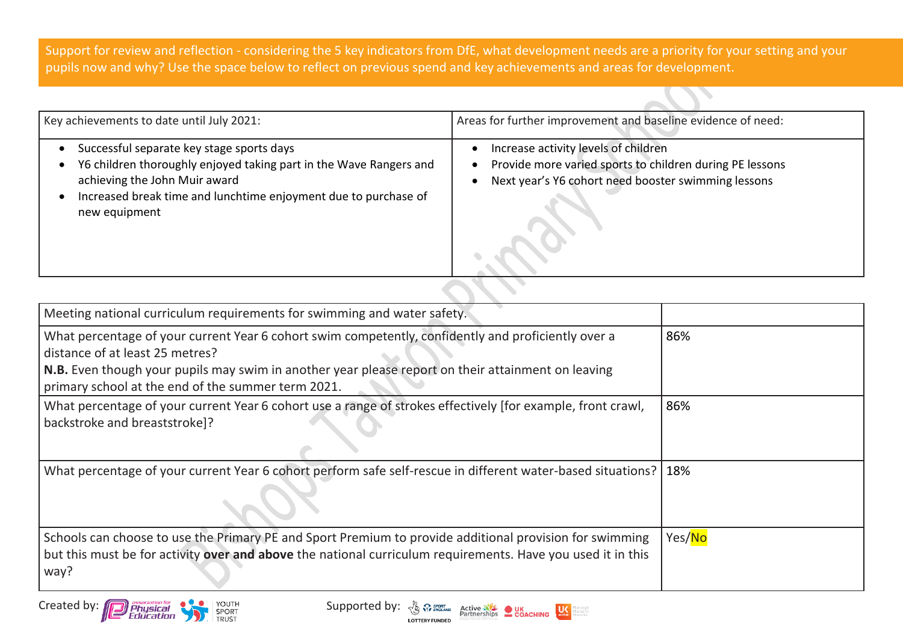Support for review and reflection - considering the 5 key indicators from DfE, what development needs are a priority for your setting and your pupils now and why? Use the space below to reflect on previous spend and key achievements and areas for development.

| Key achievements to date until July 2021: | Areas for further improvement and baseline evidence of need: |
|---|---|
| • Successful separate key stage sports days<br>• Y6 children thoroughly enjoyed taking part in the Wave Rangers and achieving the John Muir award<br>• Increased break time and lunchtime enjoyment due to purchase of new equipment | • Increase activity levels of children<br>• Provide more varied sports to children during PE lessons<br>• Next year's Y6 cohort need booster swimming lessons |

| Meeting national curriculum requirements for swimming and water safety. | |
|---|---|
| What percentage of your current Year 6 cohort swim competently, confidently and proficiently over a distance of at least 25 metres?<br>**N.B.** Even though your pupils may swim in another year please report on their attainment on leaving primary school at the end of the summer term 2021. | 86% |
| What percentage of your current Year 6 cohort use a range of strokes effectively [for example, front crawl, backstroke and breaststroke]? | 86% |
| What percentage of your current Year 6 cohort perform safe self-rescue in different water-based situations? | 18% |
| Schools can choose to use the Primary PE and Sport Premium to provide additional provision for swimming but this must be for activity **over and above** the national curriculum requirements. Have you used it in this way? | Yes/No |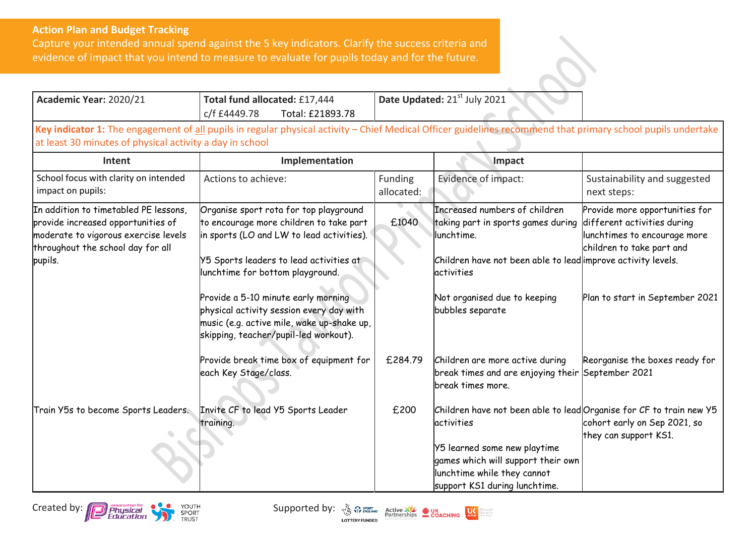## Action Plan and Budget Tracking

Capture your intended annual spend against the 5 key indicators. Clarify the success criteria and evidence of impact that you intend to measure to evaluate for pupils today and for the future.

| **Academic Year:** 2020/21 | **Total fund allocated:** £17,444<br>c/f £4449.78 Total: £21893.78 | **Date Updated:** 21st July 2021 | |
|---|---|---|---|

**Key indicator 1:** The engagement of all pupils in regular physical activity – Chief Medical Officer guidelines recommend that primary school pupils undertake at least 30 minutes of physical activity a day in school

| Intent | Implementation | | Impact | |
|---|---|---|---|---|
| School focus with clarity on intended impact on pupils: | Actions to achieve: | Funding allocated: | Evidence of impact: | Sustainability and suggested next steps: |
| In addition to timetabled PE lessons, provide increased opportunities of moderate to vigorous exercise levels throughout the school day for all pupils. | Organise sport rota for top playground to encourage more children to take part in sports (LO and LW to lead activities).<br><br>Y5 Sports leaders to lead activities at lunchtime for bottom playground. | £1040 | Increased numbers of children taking part in sports games during lunchtime.<br><br>Children have not been able to lead activities | Provide more opportunities for different activities during lunchtimes to encourage more children to take part and improve activity levels. |
| | Provide a 5-10 minute early morning physical activity session every day with music (e.g. active mile, wake up-shake up, skipping, teacher/pupil-led workout). | | Not organised due to keeping bubbles separate | Plan to start in September 2021 |
| | Provide break time box of equipment for each Key Stage/class. | £284.79 | Children are more active during break times and are enjoying their break times more. | Reorganise the boxes ready for September 2021 |
| Train Y5s to become Sports Leaders. | Invite CF to lead Y5 Sports Leader training. | £200 | Children have not been able to lead activities<br><br>Y5 learned some new playtime games which will support their own lunchtime while they cannot support KS1 during lunchtime. | Organise for CF to train new Y5 cohort early on Sep 2021, so they can support KS1. |

Created by: association for Physical Education, Youth Sport Trust

Supported by: Sport England, Active Partnerships, UK Coaching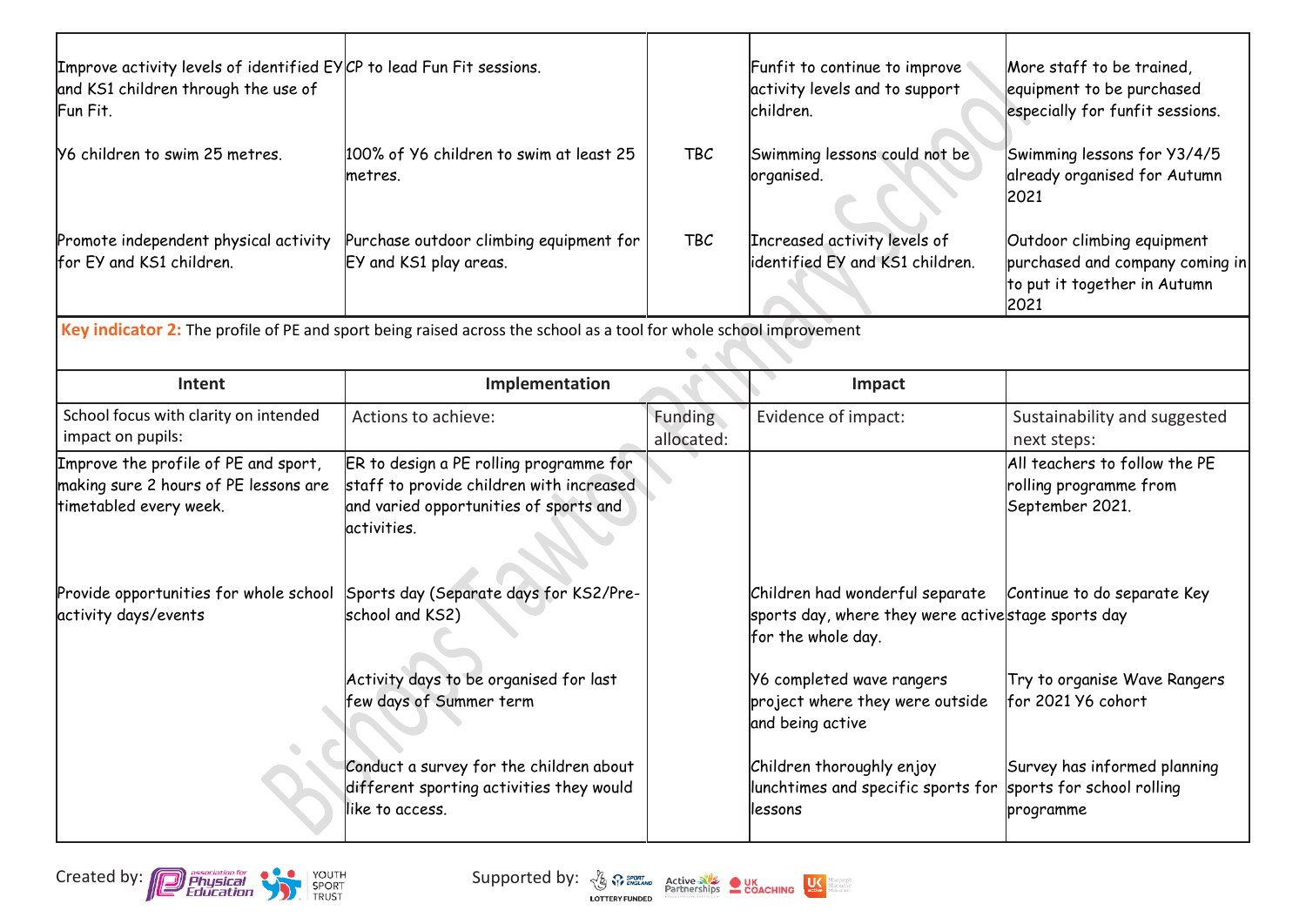| | | | | |
|---|---|---|---|---|
| Improve activity levels of identified EY and KS1 children through the use of Fun Fit. | CP to lead Fun Fit sessions. | | Funfit to continue to improve activity levels and to support children. | More staff to be trained, equipment to be purchased especially for funfit sessions. |
| Y6 children to swim 25 metres. | 100% of Y6 children to swim at least 25 metres. | TBC | Swimming lessons could not be organised. | Swimming lessons for Y3/4/5 already organised for Autumn 2021 |
| Promote independent physical activity for EY and KS1 children. | Purchase outdoor climbing equipment for EY and KS1 play areas. | TBC | Increased activity levels of identified EY and KS1 children. | Outdoor climbing equipment purchased and company coming in to put it together in Autumn 2021 |

**Key indicator 2:** The profile of PE and sport being raised across the school as a tool for whole school improvement

| Intent | Implementation | | Impact | |
|---|---|---|---|---|
| School focus with clarity on intended impact on pupils: | Actions to achieve: | Funding allocated: | Evidence of impact: | Sustainability and suggested next steps: |
| Improve the profile of PE and sport, making sure 2 hours of PE lessons are timetabled every week. | ER to design a PE rolling programme for staff to provide children with increased and varied opportunities of sports and activities. | | | All teachers to follow the PE rolling programme from September 2021. |
| Provide opportunities for whole school activity days/events | Sports day (Separate days for KS2/Pre-school and KS2) | | Children had wonderful separate sports day, where they were active for the whole day. | Continue to do separate Key stage sports day |
| | Activity days to be organised for last few days of Summer term | | Y6 completed wave rangers project where they were outside and being active | Try to organise Wave Rangers for 2021 Y6 cohort |
| | Conduct a survey for the children about different sporting activities they would like to access. | | Children thoroughly enjoy lunchtimes and specific sports for lessons | Survey has informed planning sports for school rolling programme |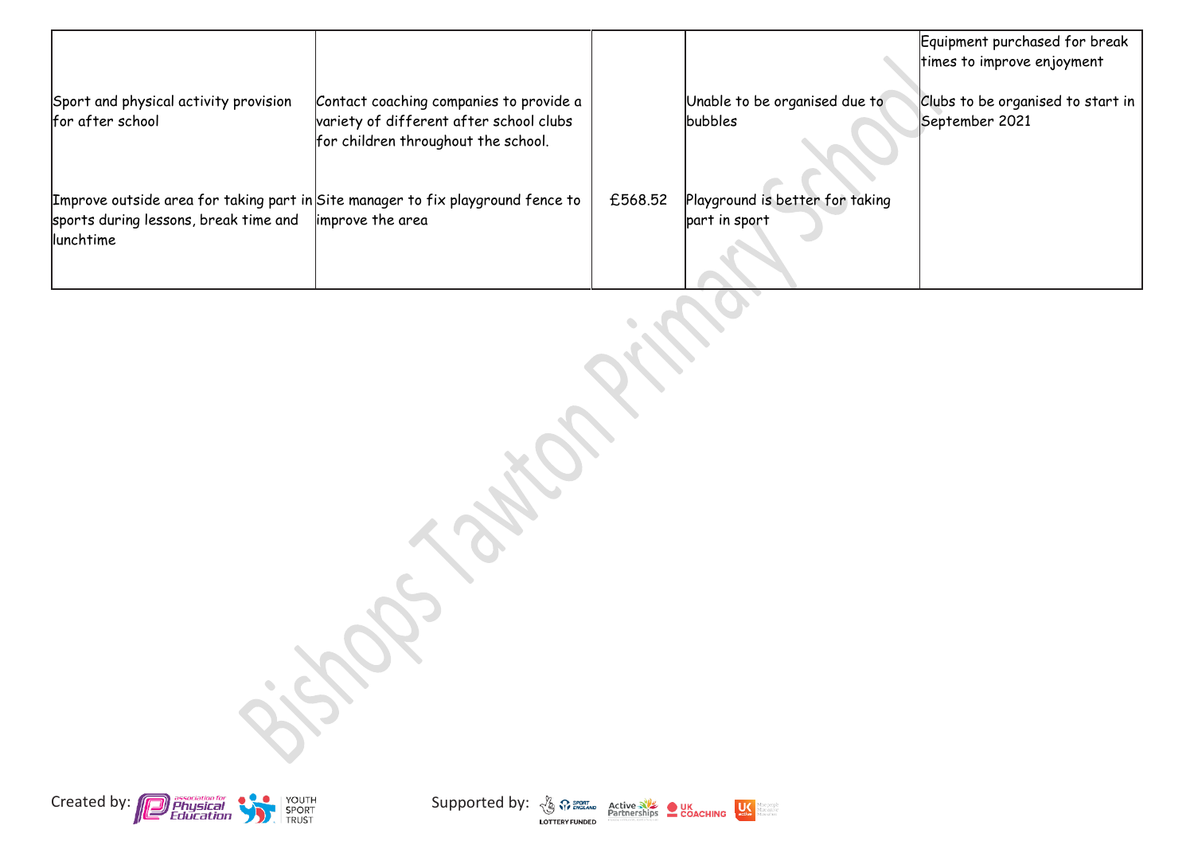| | | | | |
|---|---|---|---|---|
| Sport and physical activity provision for after school | Contact coaching companies to provide a variety of different after school clubs for children throughout the school. | | Unable to be organised due to bubbles | Equipment purchased for break times to improve enjoyment<br><br>Clubs to be organised to start in September 2021 |
| Improve outside area for taking part in sports during lessons, break time and lunchtime | Site manager to fix playground fence to improve the area | £568.52 | Playground is better for taking part in sport | |

Created by: association for Physical Education, Youth Sport Trust

Supported by: Sport England Lottery Funded, Active Partnerships, UK Coaching, UK Active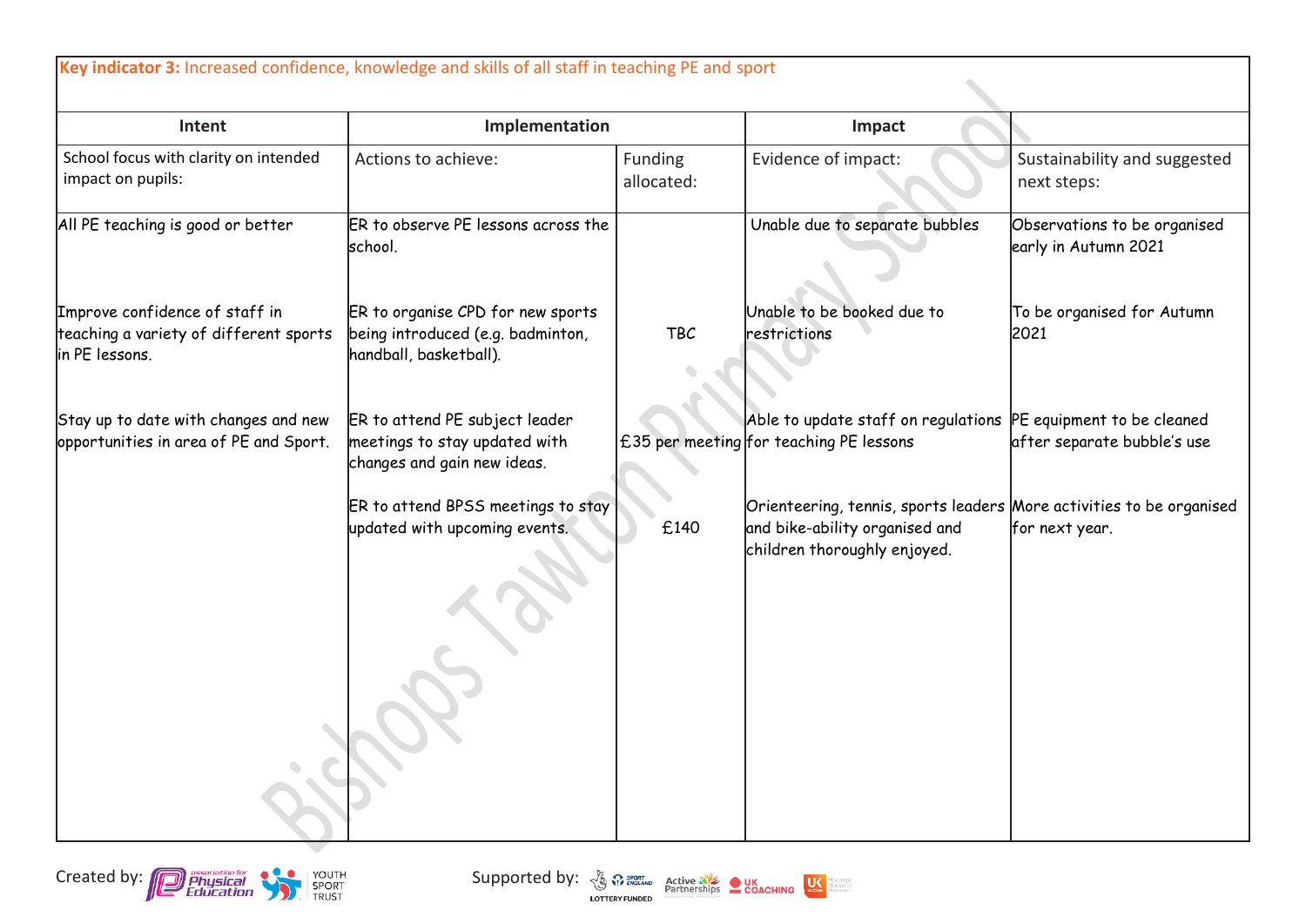**Key indicator 3:** Increased confidence, knowledge and skills of all staff in teaching PE and sport

| Intent | Implementation | | Impact | |
|---|---|---|---|---|
| School focus with clarity on intended impact on pupils: | Actions to achieve: | Funding allocated: | Evidence of impact: | Sustainability and suggested next steps: |
| All PE teaching is good or better | ER to observe PE lessons across the school. | | Unable due to separate bubbles | Observations to be organised early in Autumn 2021 |
| Improve confidence of staff in teaching a variety of different sports in PE lessons. | ER to organise CPD for new sports being introduced (e.g. badminton, handball, basketball). | TBC | Unable to be booked due to restrictions | To be organised for Autumn 2021 |
| Stay up to date with changes and new opportunities in area of PE and Sport. | ER to attend PE subject leader meetings to stay updated with changes and gain new ideas. | £35 per meeting | Able to update staff on regulations for teaching PE lessons | PE equipment to be cleaned after separate bubble's use |
| | ER to attend BPSS meetings to stay updated with upcoming events. | £140 | Orienteering, tennis, sports leaders and bike-ability organised and children thoroughly enjoyed. | More activities to be organised for next year. |

Created by: Association for Physical Education, Youth Sport Trust

Supported by: Sport England, Active Partnerships, UK Coaching, UK Active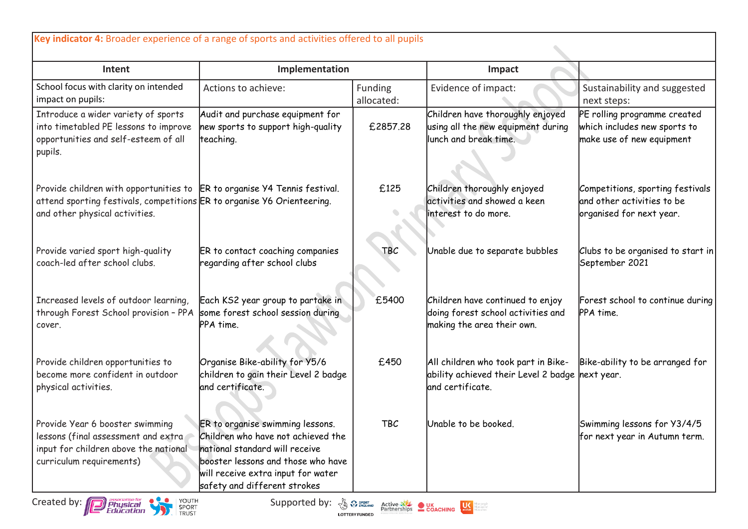**Key indicator 4:** Broader experience of a range of sports and activities offered to all pupils

| Intent | Implementation | | Impact | |
|---|---|---|---|---|
| School focus with clarity on intended impact on pupils: | Actions to achieve: | Funding allocated: | Evidence of impact: | Sustainability and suggested next steps: |
| Introduce a wider variety of sports into timetabled PE lessons to improve opportunities and self-esteem of all pupils. | Audit and purchase equipment for new sports to support high-quality teaching. | £2857.28 | Children have thoroughly enjoyed using all the new equipment during lunch and break time. | PE rolling programme created which includes new sports to make use of new equipment |
| Provide children with opportunities to attend sporting festivals, competitions and other physical activities. | ER to organise Y4 Tennis festival. ER to organise Y6 Orienteering. | £125 | Children thoroughly enjoyed activities and showed a keen interest to do more. | Competitions, sporting festivals and other activities to be organised for next year. |
| Provide varied sport high-quality coach-led after school clubs. | ER to contact coaching companies regarding after school clubs | TBC | Unable due to separate bubbles | Clubs to be organised to start in September 2021 |
| Increased levels of outdoor learning, through Forest School provision – PPA cover. | Each KS2 year group to partake in some forest school session during PPA time. | £5400 | Children have continued to enjoy doing forest school activities and making the area their own. | Forest school to continue during PPA time. |
| Provide children opportunities to become more confident in outdoor physical activities. | Organise Bike-ability for Y5/6 children to gain their Level 2 badge and certificate. | £450 | All children who took part in Bike-ability achieved their Level 2 badge and certificate. | Bike-ability to be arranged for next year. |
| Provide Year 6 booster swimming lessons (final assessment and extra input for children above the national curriculum requirements) | ER to organise swimming lessons. Children who have not achieved the national standard will receive booster lessons and those who have will receive extra input for water safety and different strokes | TBC | Unable to be booked. | Swimming lessons for Y3/4/5 for next year in Autumn term. |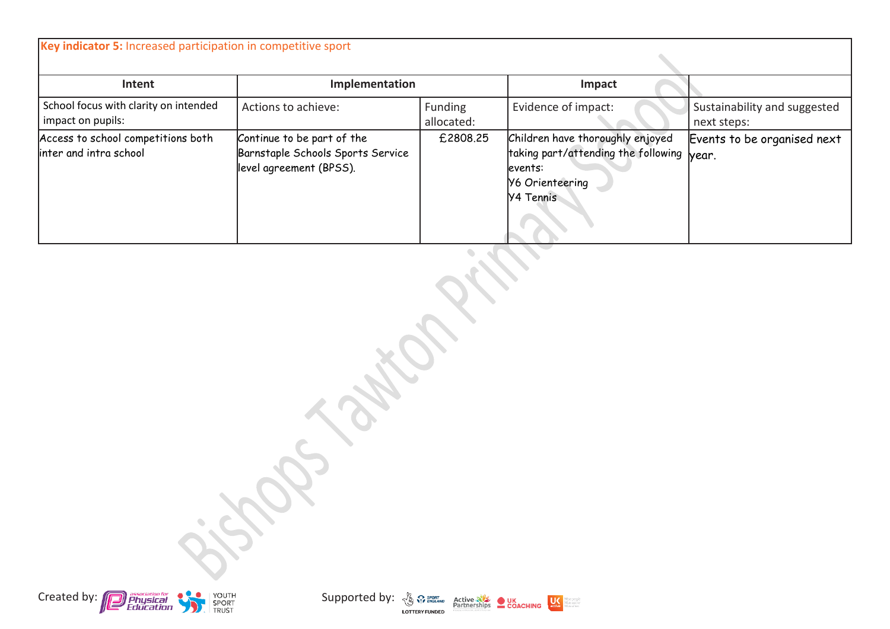**Key indicator 5:** Increased participation in competitive sport

| Intent | Implementation | | Impact | |
|---|---|---|---|---|
| School focus with clarity on intended impact on pupils: | Actions to achieve: | Funding allocated: | Evidence of impact: | Sustainability and suggested next steps: |
| Access to school competitions both inter and intra school | Continue to be part of the Barnstaple Schools Sports Service level agreement (BPSS). | £2808.25 | Children have thoroughly enjoyed taking part/attending the following events:<br>Y6 Orienteering<br>Y4 Tennis | Events to be organised next year. |